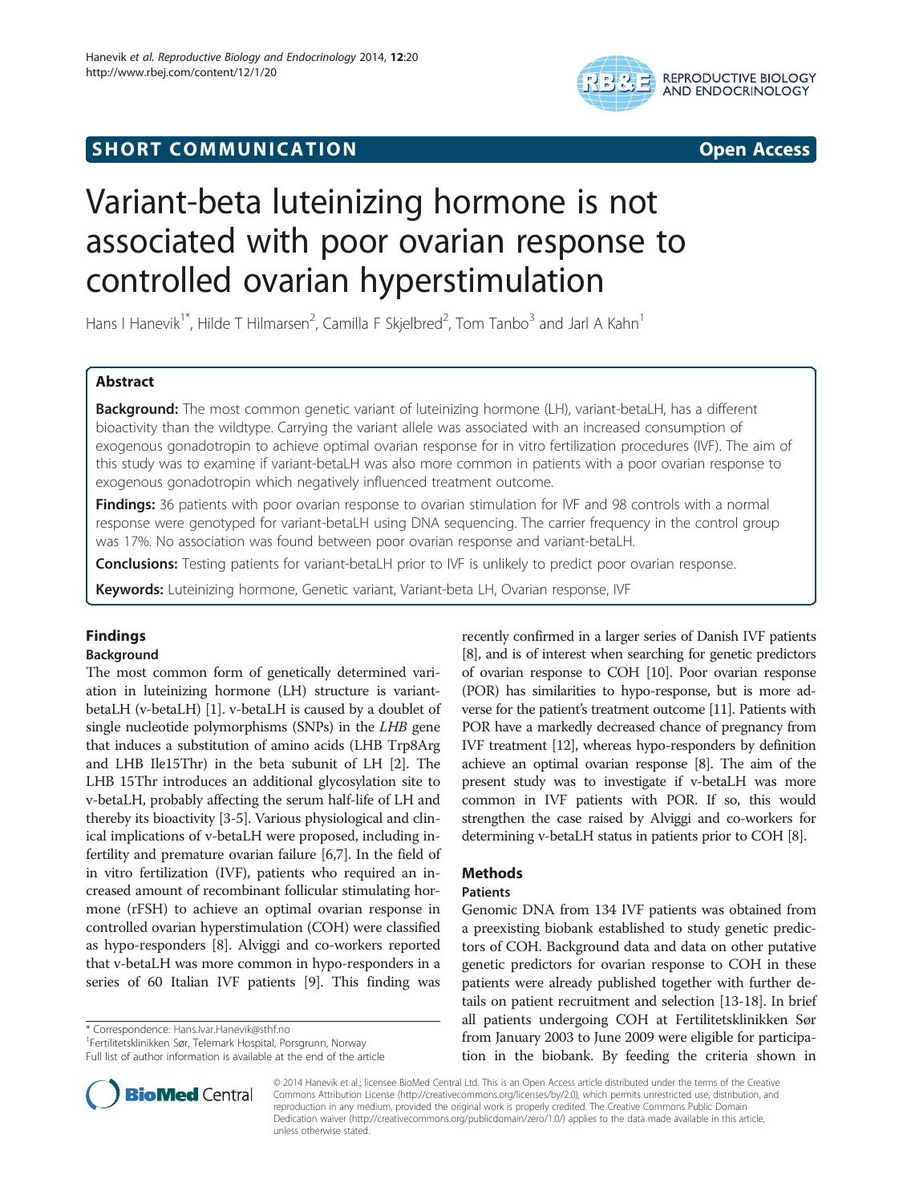SHORT COMMUNICATION — Open Access

# Variant-beta luteinizing hormone is not associated with poor ovarian response to controlled ovarian hyperstimulation

Hans I Hanevik[1*], Hilde T Hilmarsen[2], Camilla F Skjelbred[2], Tom Tanbo[3] and Jarl A Kahn[1]

## Abstract

**Background:** The most common genetic variant of luteinizing hormone (LH), variant-betaLH, has a different bioactivity than the wildtype. Carrying the variant allele was associated with an increased consumption of exogenous gonadotropin to achieve optimal ovarian response for in vitro fertilization procedures (IVF). The aim of this study was to examine if variant-betaLH was also more common in patients with a poor ovarian response to exogenous gonadotropin which negatively influenced treatment outcome.

**Findings:** 36 patients with poor ovarian response to ovarian stimulation for IVF and 98 controls with a normal response were genotyped for variant-betaLH using DNA sequencing. The carrier frequency in the control group was 17%. No association was found between poor ovarian response and variant-betaLH.

**Conclusions:** Testing patients for variant-betaLH prior to IVF is unlikely to predict poor ovarian response.

**Keywords:** Luteinizing hormone, Genetic variant, Variant-beta LH, Ovarian response, IVF

## Findings

### Background

The most common form of genetically determined variation in luteinizing hormone (LH) structure is variant-betaLH (v-betaLH) [1]. v-betaLH is caused by a doublet of single nucleotide polymorphisms (SNPs) in the *LHB* gene that induces a substitution of amino acids (LHB Trp8Arg and LHB Ile15Thr) in the beta subunit of LH [2]. The LHB 15Thr introduces an additional glycosylation site to v-betaLH, probably affecting the serum half-life of LH and thereby its bioactivity [3-5]. Various physiological and clinical implications of v-betaLH were proposed, including infertility and premature ovarian failure [6,7]. In the field of in vitro fertilization (IVF), patients who required an increased amount of recombinant follicular stimulating hormone (rFSH) to achieve an optimal ovarian response in controlled ovarian hyperstimulation (COH) were classified as hypo-responders [8]. Alviggi and co-workers reported that v-betaLH was more common in hypo-responders in a series of 60 Italian IVF patients [9]. This finding was recently confirmed in a larger series of Danish IVF patients [8], and is of interest when searching for genetic predictors of ovarian response to COH [10]. Poor ovarian response (POR) has similarities to hypo-response, but is more adverse for the patient's treatment outcome [11]. Patients with POR have a markedly decreased chance of pregnancy from IVF treatment [12], whereas hypo-responders by definition achieve an optimal ovarian response [8]. The aim of the present study was to investigate if v-betaLH was more common in IVF patients with POR. If so, this would strengthen the case raised by Alviggi and co-workers for determining v-betaLH status in patients prior to COH [8].

## Methods

### Patients

Genomic DNA from 134 IVF patients was obtained from a preexisting biobank established to study genetic predictors of COH. Background data and data on other putative genetic predictors for ovarian response to COH in these patients were already published together with further details on patient recruitment and selection [13-18]. In brief all patients undergoing COH at Fertilitetsklinikken Sør from January 2003 to June 2009 were eligible for participation in the biobank. By feeding the criteria shown in

\* Correspondence: Hans.Ivar.Hanevik@sthf.no
[1]Fertilitetsklinikken Sør, Telemark Hospital, Porsgrunn, Norway
Full list of author information is available at the end of the article

© 2014 Hanevik et al.; licensee BioMed Central Ltd. This is an Open Access article distributed under the terms of the Creative Commons Attribution License (http://creativecommons.org/licenses/by/2.0), which permits unrestricted use, distribution, and reproduction in any medium, provided the original work is properly credited. The Creative Commons Public Domain Dedication waiver (http://creativecommons.org/publicdomain/zero/1.0/) applies to the data made available in this article, unless otherwise stated.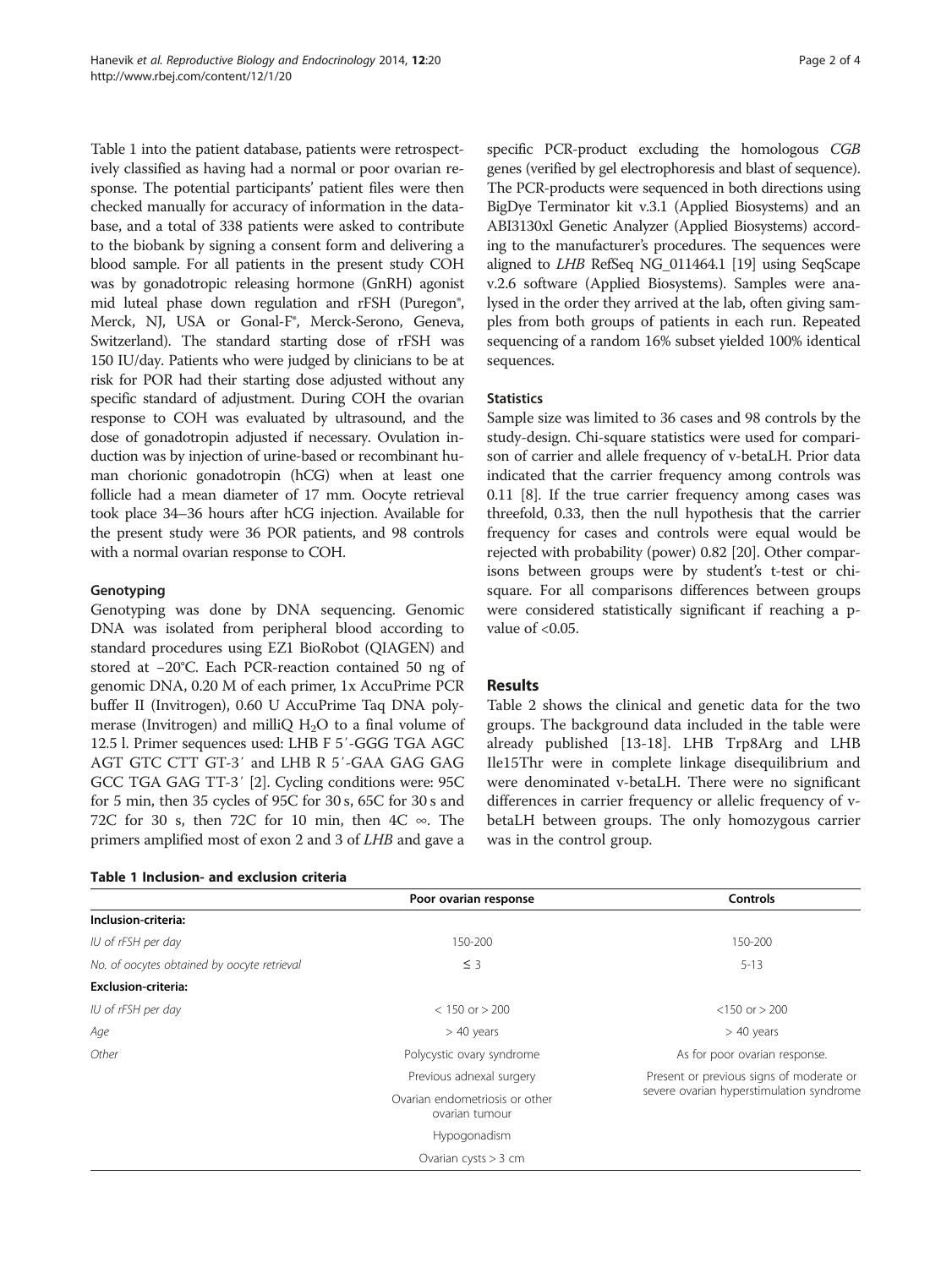Table 1 into the patient database, patients were retrospectively classified as having had a normal or poor ovarian response. The potential participants' patient files were then checked manually for accuracy of information in the database, and a total of 338 patients were asked to contribute to the biobank by signing a consent form and delivering a blood sample. For all patients in the present study COH was by gonadotropic releasing hormone (GnRH) agonist mid luteal phase down regulation and rFSH (Puregon®, Merck, NJ, USA or Gonal-F®, Merck-Serono, Geneva, Switzerland). The standard starting dose of rFSH was 150 IU/day. Patients who were judged by clinicians to be at risk for POR had their starting dose adjusted without any specific standard of adjustment. During COH the ovarian response to COH was evaluated by ultrasound, and the dose of gonadotropin adjusted if necessary. Ovulation induction was by injection of urine-based or recombinant human chorionic gonadotropin (hCG) when at least one follicle had a mean diameter of 17 mm. Oocyte retrieval took place 34–36 hours after hCG injection. Available for the present study were 36 POR patients, and 98 controls with a normal ovarian response to COH.

### Genotyping

Genotyping was done by DNA sequencing. Genomic DNA was isolated from peripheral blood according to standard procedures using EZ1 BioRobot (QIAGEN) and stored at −20°C. Each PCR-reaction contained 50 ng of genomic DNA, 0.20 M of each primer, 1x AccuPrime PCR buffer II (Invitrogen), 0.60 U AccuPrime Taq DNA polymerase (Invitrogen) and milliQ $H_2O$ to a final volume of 12.5 l. Primer sequences used: LHB F 5′-GGG TGA AGC AGT GTC CTT GT-3′ and LHB R 5′-GAA GAG GAG GCC TGA GAG TT-3′ [2]. Cycling conditions were: 95C for 5 min, then 35 cycles of 95C for 30 s, 65C for 30 s and 72C for 30 s, then 72C for 10 min, then 4C ∞. The primers amplified most of exon 2 and 3 of *LHB* and gave a specific PCR-product excluding the homologous *CGB* genes (verified by gel electrophoresis and blast of sequence). The PCR-products were sequenced in both directions using BigDye Terminator kit v.3.1 (Applied Biosystems) and an ABI3130xl Genetic Analyzer (Applied Biosystems) according to the manufacturer's procedures. The sequences were aligned to *LHB* RefSeq NG_011464.1 [19] using SeqScape v.2.6 software (Applied Biosystems). Samples were analysed in the order they arrived at the lab, often giving samples from both groups of patients in each run. Repeated sequencing of a random 16% subset yielded 100% identical sequences.

### Statistics

Sample size was limited to 36 cases and 98 controls by the study-design. Chi-square statistics were used for comparison of carrier and allele frequency of v-betaLH. Prior data indicated that the carrier frequency among controls was 0.11 [8]. If the true carrier frequency among cases was threefold, 0.33, then the null hypothesis that the carrier frequency for cases and controls were equal would be rejected with probability (power) 0.82 [20]. Other comparisons between groups were by student's t-test or chi-square. For all comparisons differences between groups were considered statistically significant if reaching a p-value of <0.05.

## Results

Table 2 shows the clinical and genetic data for the two groups. The background data included in the table were already published [13-18]. LHB Trp8Arg and LHB Ile15Thr were in complete linkage disequilibrium and were denominated v-betaLH. There were no significant differences in carrier frequency or allelic frequency of v-betaLH between groups. The only homozygous carrier was in the control group.

**Table 1 Inclusion- and exclusion criteria**

| | Poor ovarian response | Controls |
|---|---|---|
| **Inclusion-criteria:** | | |
| *IU of rFSH per day* | 150-200 | 150-200 |
| *No. of oocytes obtained by oocyte retrieval* | ≤ 3 | 5-13 |
| **Exclusion-criteria:** | | |
| *IU of rFSH per day* | < 150 or > 200 | <150 or > 200 |
| *Age* | > 40 years | > 40 years |
| *Other* | Polycystic ovary syndrome | As for poor ovarian response. |
| | Previous adnexal surgery | Present or previous signs of moderate or severe ovarian hyperstimulation syndrome |
| | Ovarian endometriosis or other ovarian tumour | |
| | Hypogonadism | |
| | Ovarian cysts > 3 cm | |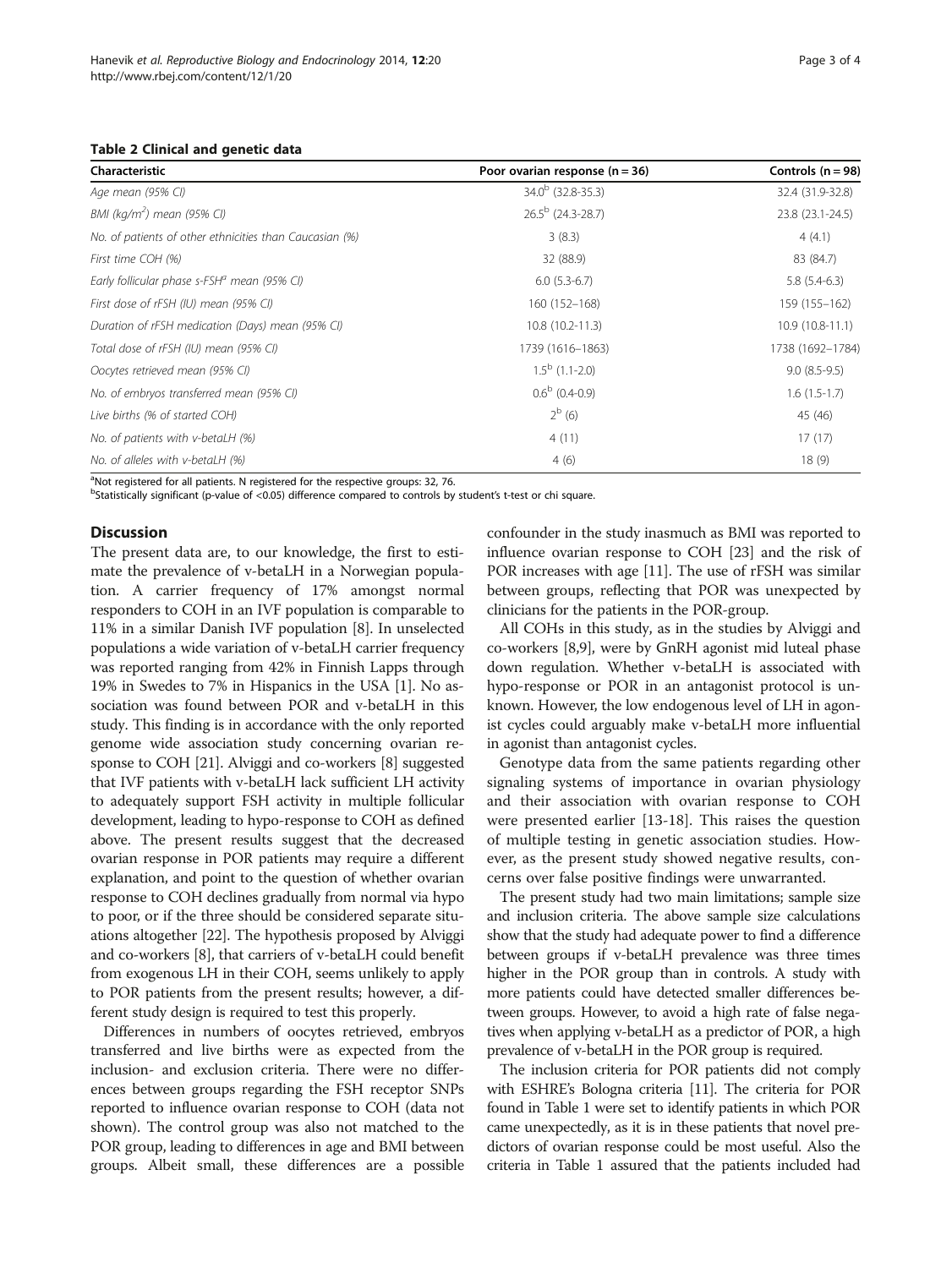**Table 2 Clinical and genetic data**

| Characteristic | Poor ovarian response (n = 36) | Controls (n = 98) |
|---|---|---|
| *Age mean (95% CI)* | 34.0[b] (32.8-35.3) | 32.4 (31.9-32.8) |
| *BMI (kg/m$^2$) mean (95% CI)* | 26.5[b] (24.3-28.7) | 23.8 (23.1-24.5) |
| *No. of patients of other ethnicities than Caucasian (%)* | 3 (8.3) | 4 (4.1) |
| *First time COH (%)* | 32 (88.9) | 83 (84.7) |
| *Early follicular phase s-FSH[a] mean (95% CI)* | 6.0 (5.3-6.7) | 5.8 (5.4-6.3) |
| *First dose of rFSH (IU) mean (95% CI)* | 160 (152–168) | 159 (155–162) |
| *Duration of rFSH medication (Days) mean (95% CI)* | 10.8 (10.2-11.3) | 10.9 (10.8-11.1) |
| *Total dose of rFSH (IU) mean (95% CI)* | 1739 (1616–1863) | 1738 (1692–1784) |
| *Oocytes retrieved mean (95% CI)* | 1.5[b] (1.1-2.0) | 9.0 (8.5-9.5) |
| *No. of embryos transferred mean (95% CI)* | 0.6[b] (0.4-0.9) | 1.6 (1.5-1.7) |
| *Live births (% of started COH)* | 2[b] (6) | 45 (46) |
| *No. of patients with v-betaLH (%)* | 4 (11) | 17 (17) |
| *No. of alleles with v-betaLH (%)* | 4 (6) | 18 (9) |

[a]Not registered for all patients. N registered for the respective groups: 32, 76.
[b]Statistically significant (p-value of <0.05) difference compared to controls by student's t-test or chi square.

## Discussion

The present data are, to our knowledge, the first to estimate the prevalence of v-betaLH in a Norwegian population. A carrier frequency of 17% amongst normal responders to COH in an IVF population is comparable to 11% in a similar Danish IVF population [8]. In unselected populations a wide variation of v-betaLH carrier frequency was reported ranging from 42% in Finnish Lapps through 19% in Swedes to 7% in Hispanics in the USA [1]. No association was found between POR and v-betaLH in this study. This finding is in accordance with the only reported genome wide association study concerning ovarian response to COH [21]. Alviggi and co-workers [8] suggested that IVF patients with v-betaLH lack sufficient LH activity to adequately support FSH activity in multiple follicular development, leading to hypo-response to COH as defined above. The present results suggest that the decreased ovarian response in POR patients may require a different explanation, and point to the question of whether ovarian response to COH declines gradually from normal via hypo to poor, or if the three should be considered separate situations altogether [22]. The hypothesis proposed by Alviggi and co-workers [8], that carriers of v-betaLH could benefit from exogenous LH in their COH, seems unlikely to apply to POR patients from the present results; however, a different study design is required to test this properly.

Differences in numbers of oocytes retrieved, embryos transferred and live births were as expected from the inclusion- and exclusion criteria. There were no differences between groups regarding the FSH receptor SNPs reported to influence ovarian response to COH (data not shown). The control group was also not matched to the POR group, leading to differences in age and BMI between groups. Albeit small, these differences are a possible confounder in the study inasmuch as BMI was reported to influence ovarian response to COH [23] and the risk of POR increases with age [11]. The use of rFSH was similar between groups, reflecting that POR was unexpected by clinicians for the patients in the POR-group.

All COHs in this study, as in the studies by Alviggi and co-workers [8,9], were by GnRH agonist mid luteal phase down regulation. Whether v-betaLH is associated with hypo-response or POR in an antagonist protocol is unknown. However, the low endogenous level of LH in agonist cycles could arguably make v-betaLH more influential in agonist than antagonist cycles.

Genotype data from the same patients regarding other signaling systems of importance in ovarian physiology and their association with ovarian response to COH were presented earlier [13-18]. This raises the question of multiple testing in genetic association studies. However, as the present study showed negative results, concerns over false positive findings were unwarranted.

The present study had two main limitations; sample size and inclusion criteria. The above sample size calculations show that the study had adequate power to find a difference between groups if v-betaLH prevalence was three times higher in the POR group than in controls. A study with more patients could have detected smaller differences between groups. However, to avoid a high rate of false negatives when applying v-betaLH as a predictor of POR, a high prevalence of v-betaLH in the POR group is required.

The inclusion criteria for POR patients did not comply with ESHRE's Bologna criteria [11]. The criteria for POR found in Table 1 were set to identify patients in which POR came unexpectedly, as it is in these patients that novel predictors of ovarian response could be most useful. Also the criteria in Table 1 assured that the patients included had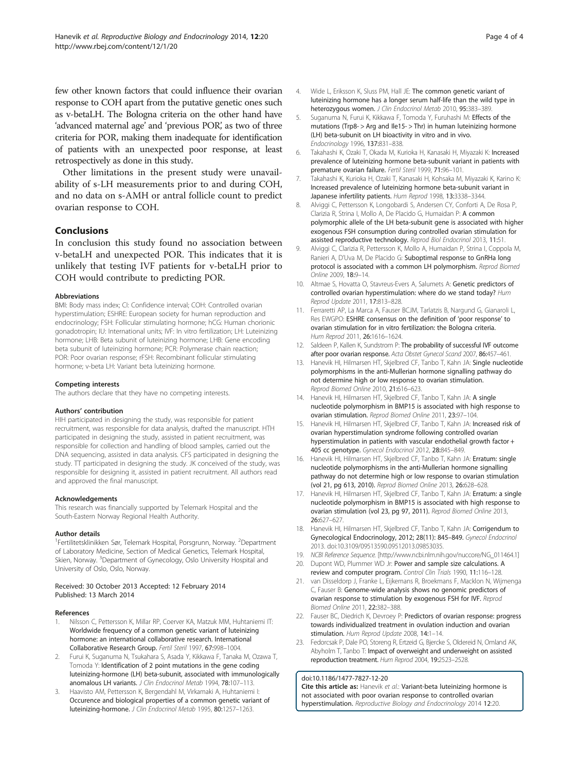few other known factors that could influence their ovarian response to COH apart from the putative genetic ones such as v-betaLH. The Bologna criteria on the other hand have 'advanced maternal age' and 'previous POR', as two of three criteria for POR, making them inadequate for identification of patients with an unexpected poor response, at least retrospectively as done in this study.

Other limitations in the present study were unavailability of s-LH measurements prior to and during COH, and no data on s-AMH or antral follicle count to predict ovarian response to COH.

## Conclusions

In conclusion this study found no association between v-betaLH and unexpected POR. This indicates that it is unlikely that testing IVF patients for v-betaLH prior to COH would contribute to predicting POR.

#### Abbreviations

BMI: Body mass index; CI: Confidence interval; COH: Controlled ovarian hyperstimulation; ESHRE: European society for human reproduction and endocrinology; FSH: Follicular stimulating hormone; hCG: Human chorionic gonadotropin; IU: International units; IVF: In vitro fertilization; LH: Luteinizing hormone; LHB: Beta subunit of luteinizing hormone; LHB: Gene encoding beta subunit of luteinizing hormone; PCR: Polymerase chain reaction; POR: Poor ovarian response; rFSH: Recombinant follicular stimulating hormone; v-beta LH: Variant beta luteinizing hormone.

#### Competing interests

The authors declare that they have no competing interests.

#### Authors' contribution

HIH participated in designing the study, was responsible for patient recruitment, was responsible for data analysis, drafted the manuscript. HTH participated in designing the study, assisted in patient recruitment, was responsible for collection and handling of blood samples, carried out the DNA sequencing, assisted in data analysis. CFS participated in designing the study. TT participated in designing the study. JK conceived of the study, was responsible for designing it, assisted in patient recruitment. All authors read and approved the final manuscript.

#### Acknowledgements

This research was financially supported by Telemark Hospital and the South-Eastern Norway Regional Health Authority.

#### Author details

[1]Fertilitetsklinikken Sør, Telemark Hospital, Porsgrunn, Norway. [2]Department of Laboratory Medicine, Section of Medical Genetics, Telemark Hospital, Skien, Norway. [3]Department of Gynecology, Oslo University Hospital and University of Oslo, Oslo, Norway.

Received: 30 October 2013 Accepted: 12 February 2014
Published: 13 March 2014

#### References

1. Nilsson C, Pettersson K, Millar RP, Coerver KA, Matzuk MM, Huhtaniemi IT: **Worldwide frequency of a common genetic variant of luteinizing hormone: an international collaborative research. International Collaborative Research Group.** *Fertil Steril* 1997, **67:**998–1004.
2. Furui K, Suganuma N, Tsukahara S, Asada Y, Kikkawa F, Tanaka M, Ozawa T, Tomoda Y: **Identification of 2 point mutations in the gene coding luteinizing-hormone (LH) beta-subunit, associated with immunologically anomalous LH variants.** *J Clin Endocrinol Metab* 1994, **78:**107–113.
3. Haavisto AM, Pettersson K, Bergendahl M, Virkamaki A, Huhtaniemi I: **Occurence and biological properties of a common genetic variant of luteinizing-hormone.** *J Clin Endocrinol Metab* 1995, **80:**1257–1263.
4. Wide L, Eriksson K, Sluss PM, Hall JE: **The common genetic variant of luteinizing hormone has a longer serum half-life than the wild type in heterozygous women.** *J Clin Endocrinol Metab* 2010, **95:**383–389.
5. Suganuma N, Furui K, Kikkawa F, Tomoda Y, Furuhashi M: **Effects of the mutations (Trp8- > Arg and Ile15- > Thr) in human luteinizing hormone (LH) beta-subunit on LH bioactivity in vitro and in vivo.** *Endocrinology* 1996, **137:**831–838.
6. Takahashi K, Ozaki T, Okada M, Kurioka H, Kanasaki H, Miyazaki K: **Increased prevalence of luteinizing hormone beta-subunit variant in patients with premature ovarian failure.** *Fertil Steril* 1999, **71:**96–101.
7. Takahashi K, Kurioka H, Ozaki T, Kanasaki H, Kohsaka M, Miyazaki K, Karino K: **Increased prevalence of luteinizing hormone beta-subunit variant in Japanese infertility patients.** *Hum Reprod* 1998, **13:**3338–3344.
8. Alviggi C, Pettersson K, Longobardi S, Andersen CY, Conforti A, De Rosa P, Clarizia R, Strina I, Mollo A, De Placido G, Humaidan P: **A common polymorphic allele of the LH beta-subunit gene is associated with higher exogenous FSH consumption during controlled ovarian stimulation for assisted reproductive technology.** *Reprod Biol Endocrinol* 2013, **11:**51.
9. Alviggi C, Clarizia R, Pettersson K, Mollo A, Humaidan P, Strina I, Coppola M, Ranieri A, D'Uva M, De Placido G: **Suboptimal response to GnRHa long protocol is associated with a common LH polymorphism.** *Reprod Biomed Online* 2009, **18:**9–14.
10. Altmae S, Hovatta O, Stavreus-Evers A, Salumets A: **Genetic predictors of controlled ovarian hyperstimulation: where do we stand today?** *Hum Reprod Update* 2011, **17:**813–828.
11. Ferraretti AP, La Marca A, Fauser BCJM, Tarlatzis B, Nargund G, Gianaroli L, Res EWGPO: **ESHRE consensus on the definition of 'poor response' to ovarian stimulation for in vitro fertilization: the Bologna criteria.** *Hum Reprod* 2011, **26:**1616–1624.
12. Saldeen P, Kallen K, Sundstrom P: **The probability of successful IVF outcome after poor ovarian response.** *Acta Obstet Gynecol Scand* 2007, **86:**457–461.
13. Hanevik HI, Hilmarsen HT, Skjelbred CF, Tanbo T, Kahn JA: **Single nucleotide polymorphisms in the anti-Mullerian hormone signalling pathway do not determine high or low response to ovarian stimulation.** *Reprod Biomed Online* 2010, **21:**616–623.
14. Hanevik HI, Hilmarsen HT, Skjelbred CF, Tanbo T, Kahn JA: **A single nucleotide polymorphism in BMP15 is associated with high response to ovarian stimulation.** *Reprod Biomed Online* 2011, **23:**97–104.
15. Hanevik HI, Hilmarsen HT, Skjelbred CF, Tanbo T, Kahn JA: **Increased risk of ovarian hyperstimulation syndrome following controlled ovarian hyperstimulation in patients with vascular endothelial growth factor + 405 cc genotype.** *Gynecol Endocrinol* 2012, **28:**845–849.
16. Hanevik HI, Hilmarsen HT, Skjelbred CF, Tanbo T, Kahn JA: **Erratum: single nucleotide polymorphisms in the anti-Mullerian hormone signalling pathway do not determine high or low response to ovarian stimulation (vol 21, pg 613, 2010).** *Reprod Biomed Online* 2013, **26:**628–628.
17. Hanevik HI, Hilmarsen HT, Skjelbred CF, Tanbo T, Kahn JA: **Erratum: a single nucleotide polymorphism in BMP15 is associated with high response to ovarian stimulation (vol 23, pg 97, 2011).** *Reprod Biomed Online* 2013, **26:**627–627.
18. Hanevik HI, Hilmarsen HT, Skjelbred CF, Tanbo T, Kahn JA: **Corrigendum to Gynecological Endocrinology, 2012; 28(11): 845–849.** *Gynecol Endocrinol* 2013. doi:10.3109/09513590.09512013.09853035.
19. *NCBI Reference Sequence.* [http://www.ncbi.nlm.nih.gov/nuccore/NG_011464.1]
20. Dupont WD, Plummer WD Jr: **Power and sample size calculations. A review and computer program.** *Control Clin Trials* 1990, **11:**116–128.
21. van Disseldorp J, Franke L, Eijkemans R, Broekmans F, Macklon N, Wijmenga C, Fauser B: **Genome-wide analysis shows no genomic predictors of ovarian response to stimulation by exogenous FSH for IVF.** *Reprod Biomed Online* 2011, **22:**382–388.
22. Fauser BC, Diedrich K, Devroey P: **Predictors of ovarian response: progress towards individualized treatment in ovulation induction and ovarian stimulation.** *Hum Reprod Update* 2008, **14:**1–14.
23. Fedorcsak P, Dale PO, Storeng R, Ertzeid G, Bjercke S, Oldereid N, Omland AK, Abyholm T, Tanbo T: **Impact of overweight and underweight on assisted reproduction treatment.** *Hum Reprod* 2004, **19:**2523–2528.

doi:10.1186/1477-7827-12-20
**Cite this article as:** Hanevik *et al.*: Variant-beta luteinizing hormone is not associated with poor ovarian response to controlled ovarian hyperstimulation. *Reproductive Biology and Endocrinology* 2014 **12**:20.